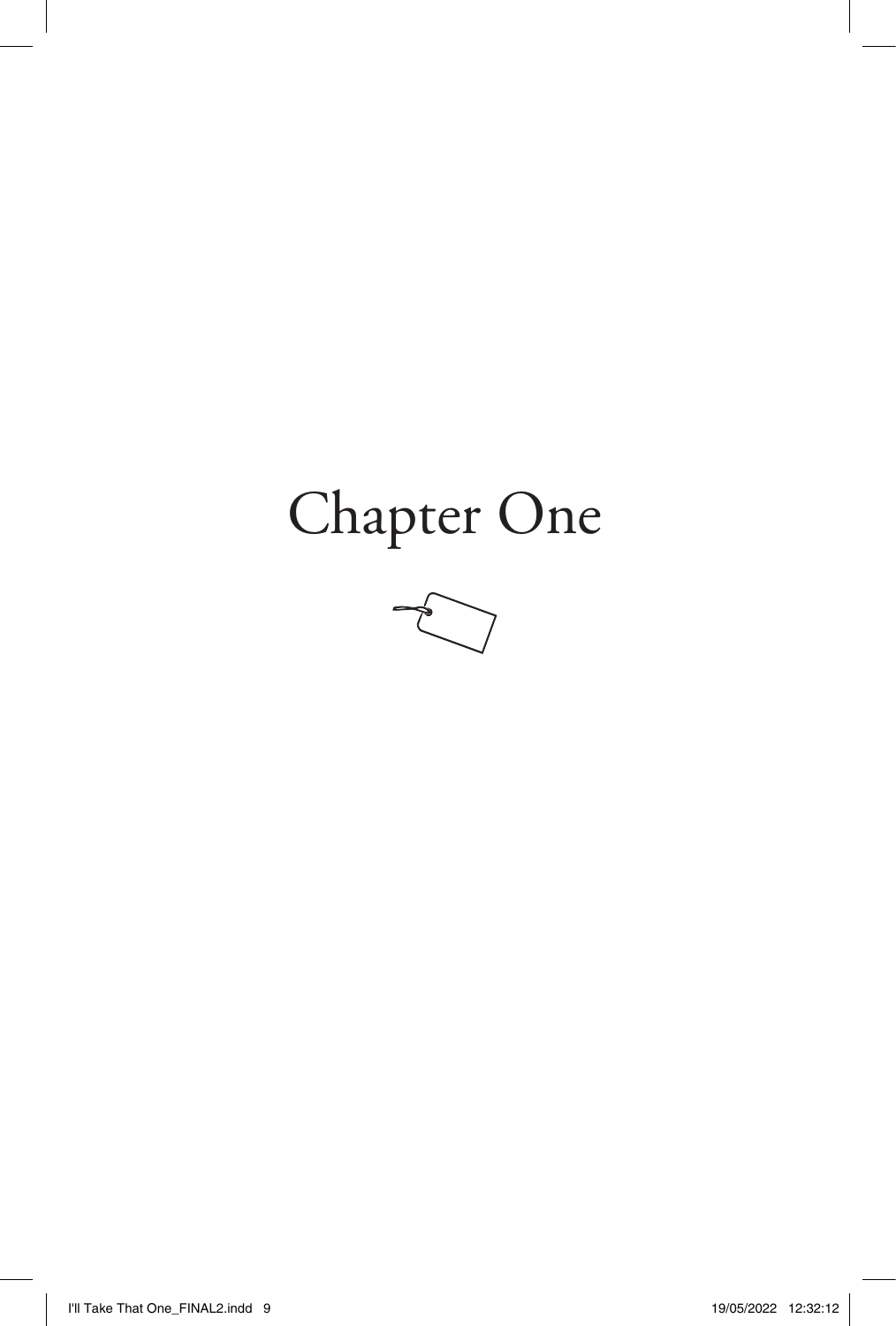# Chapter One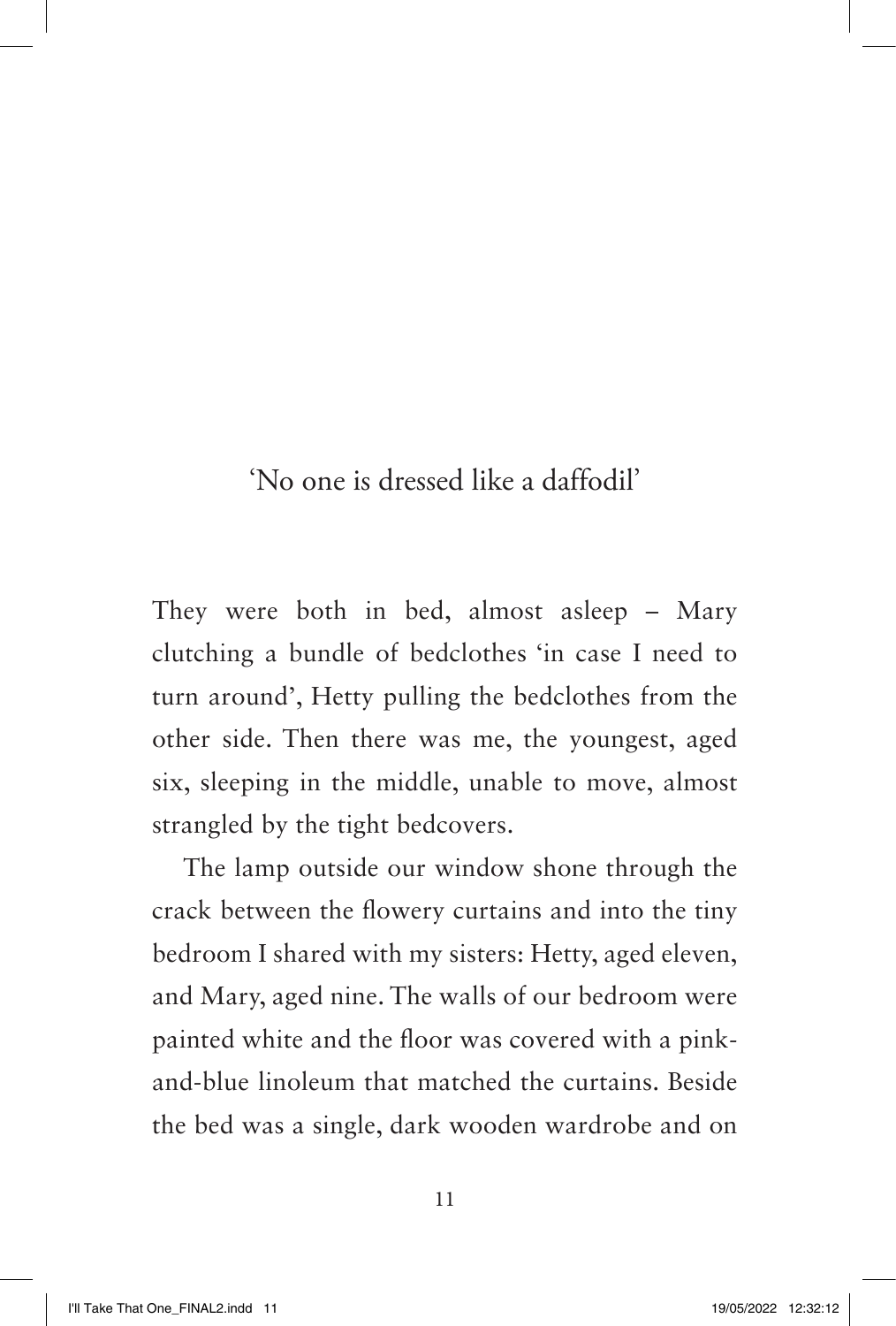## 'No one is dressed like a daffodil'

They were both in bed, almost asleep – Mary clutching a bundle of bedclothes 'in case I need to turn around', Hetty pulling the bedclothes from the other side. Then there was me, the youngest, aged six, sleeping in the middle, unable to move, almost strangled by the tight bedcovers.

The lamp outside our window shone through the crack between the flowery curtains and into the tiny bedroom I shared with my sisters: Hetty, aged eleven, and Mary, aged nine. The walls of our bedroom were painted white and the floor was covered with a pink-and-blue linoleum that matched the curtains. Beside the bed was a single, dark wooden wardrobe and on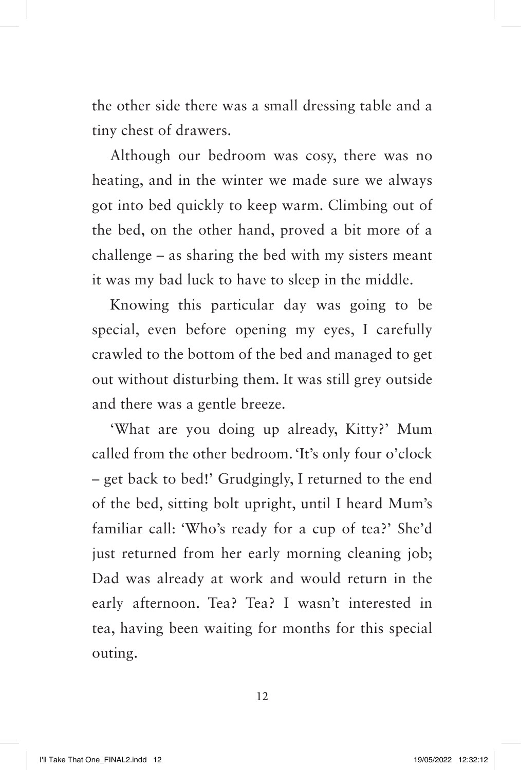the other side there was a small dressing table and a tiny chest of drawers.

Although our bedroom was cosy, there was no heating, and in the winter we made sure we always got into bed quickly to keep warm. Climbing out of the bed, on the other hand, proved a bit more of a challenge – as sharing the bed with my sisters meant it was my bad luck to have to sleep in the middle.

Knowing this particular day was going to be special, even before opening my eyes, I carefully crawled to the bottom of the bed and managed to get out without disturbing them. It was still grey outside and there was a gentle breeze.

'What are you doing up already, Kitty?' Mum called from the other bedroom. 'It's only four o'clock – get back to bed!' Grudgingly, I returned to the end of the bed, sitting bolt upright, until I heard Mum's familiar call: 'Who's ready for a cup of tea?' She'd just returned from her early morning cleaning job; Dad was already at work and would return in the early afternoon. Tea? Tea? I wasn't interested in tea, having been waiting for months for this special outing.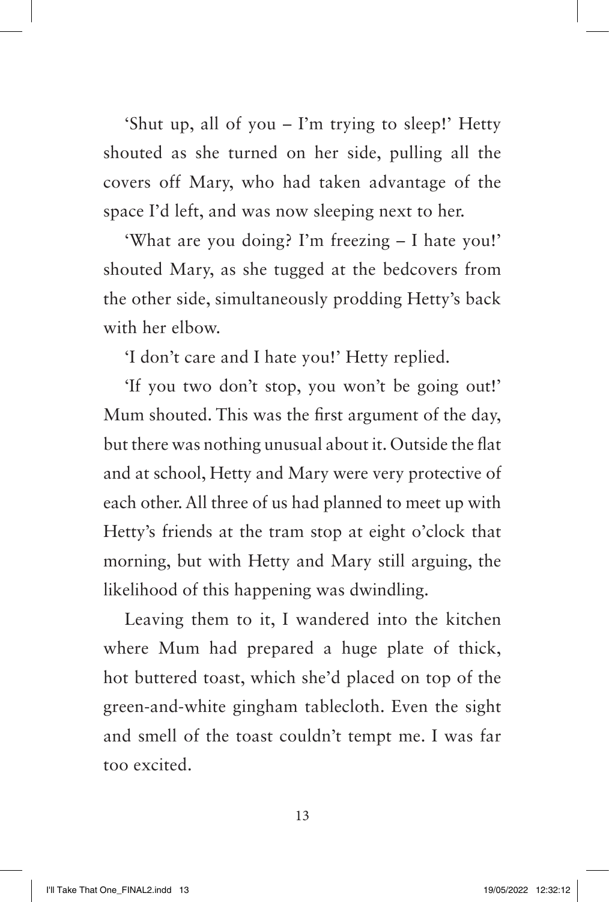'Shut up, all of you – I'm trying to sleep!' Hetty shouted as she turned on her side, pulling all the covers off Mary, who had taken advantage of the space I'd left, and was now sleeping next to her.

'What are you doing? I'm freezing – I hate you!' shouted Mary, as she tugged at the bedcovers from the other side, simultaneously prodding Hetty's back with her elbow.

'I don't care and I hate you!' Hetty replied.

'If you two don't stop, you won't be going out!' Mum shouted. This was the first argument of the day, but there was nothing unusual about it. Outside the flat and at school, Hetty and Mary were very protective of each other. All three of us had planned to meet up with Hetty's friends at the tram stop at eight o'clock that morning, but with Hetty and Mary still arguing, the likelihood of this happening was dwindling.

Leaving them to it, I wandered into the kitchen where Mum had prepared a huge plate of thick, hot buttered toast, which she'd placed on top of the green-and-white gingham tablecloth. Even the sight and smell of the toast couldn't tempt me. I was far too excited.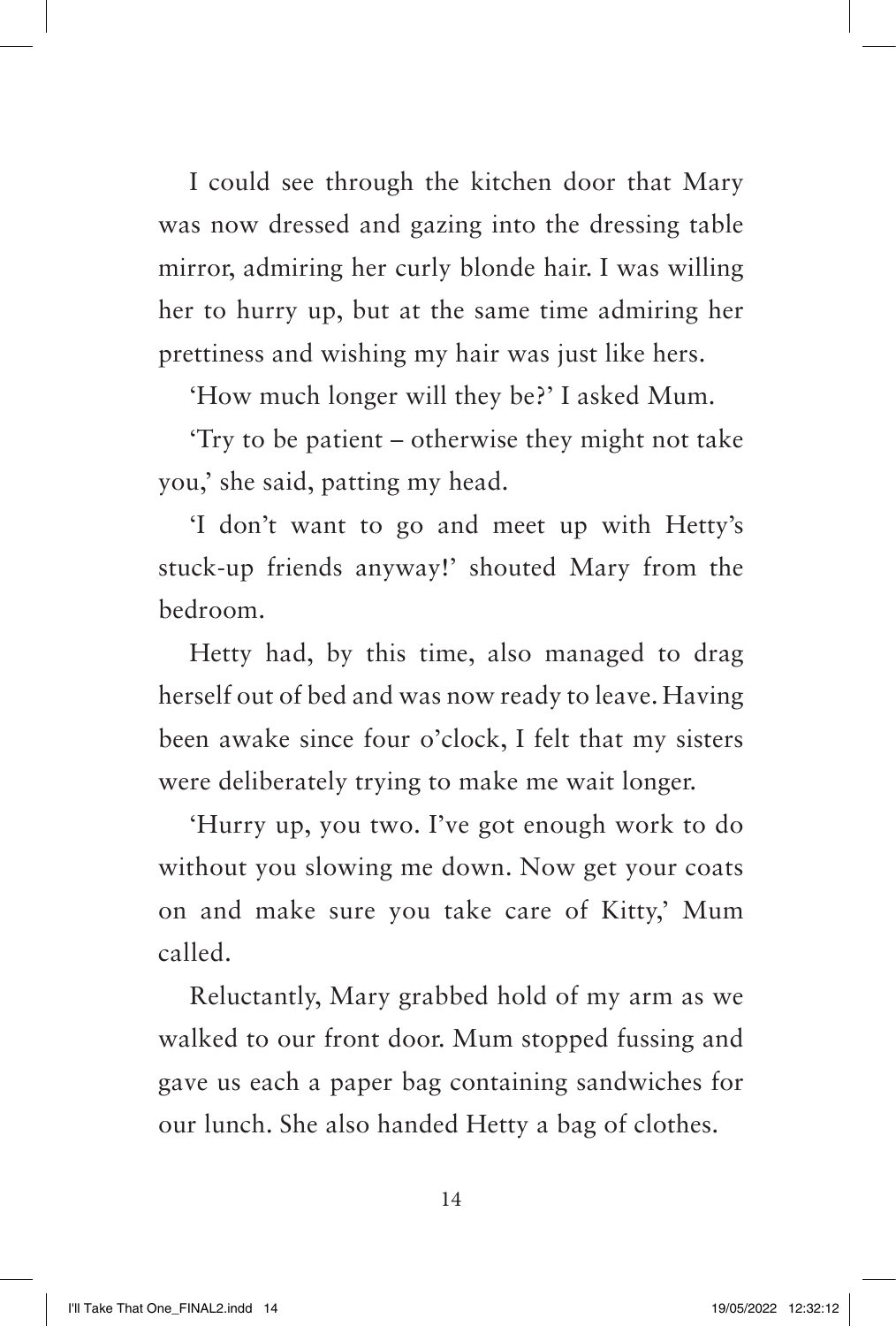I could see through the kitchen door that Mary was now dressed and gazing into the dressing table mirror, admiring her curly blonde hair. I was willing her to hurry up, but at the same time admiring her prettiness and wishing my hair was just like hers.

'How much longer will they be?' I asked Mum.

'Try to be patient – otherwise they might not take you,' she said, patting my head.

'I don't want to go and meet up with Hetty's stuck-up friends anyway!' shouted Mary from the bedroom.

Hetty had, by this time, also managed to drag herself out of bed and was now ready to leave. Having been awake since four o'clock, I felt that my sisters were deliberately trying to make me wait longer.

'Hurry up, you two. I've got enough work to do without you slowing me down. Now get your coats on and make sure you take care of Kitty,' Mum called.

Reluctantly, Mary grabbed hold of my arm as we walked to our front door. Mum stopped fussing and gave us each a paper bag containing sandwiches for our lunch. She also handed Hetty a bag of clothes.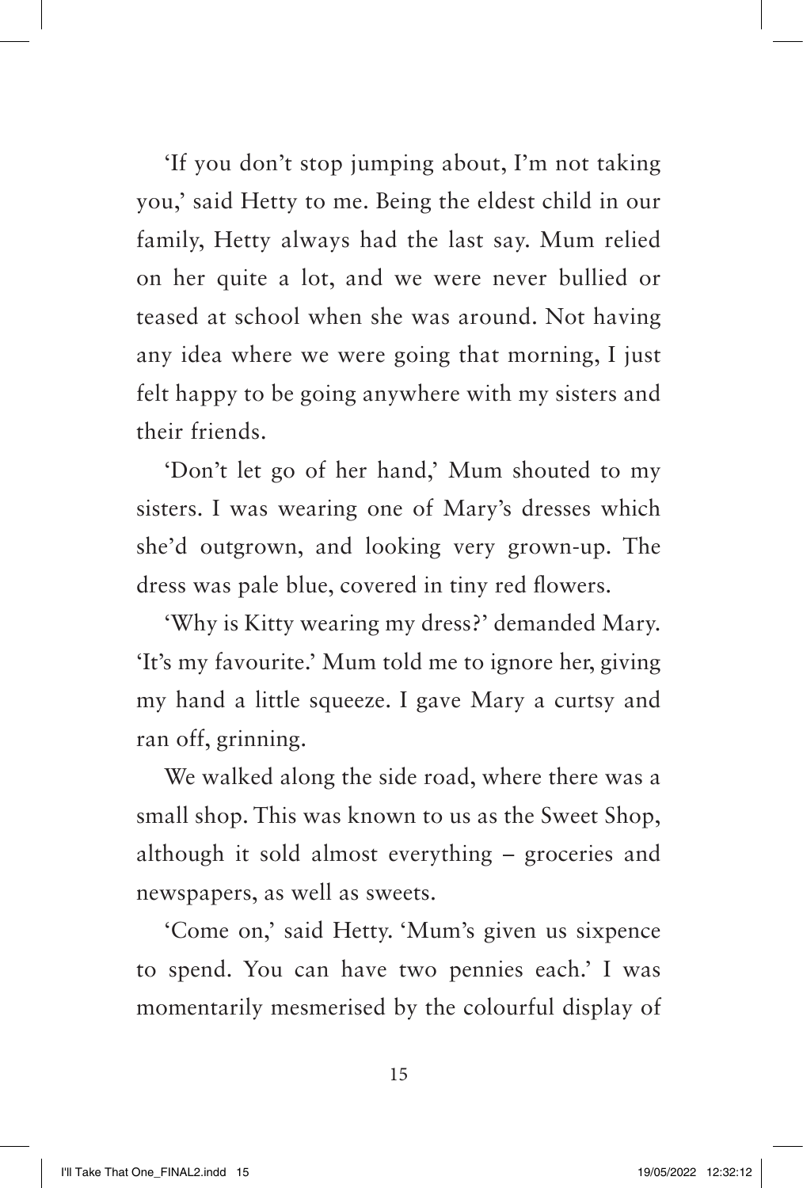'If you don't stop jumping about, I'm not taking you,' said Hetty to me. Being the eldest child in our family, Hetty always had the last say. Mum relied on her quite a lot, and we were never bullied or teased at school when she was around. Not having any idea where we were going that morning, I just felt happy to be going anywhere with my sisters and their friends.

'Don't let go of her hand,' Mum shouted to my sisters. I was wearing one of Mary's dresses which she'd outgrown, and looking very grown-up. The dress was pale blue, covered in tiny red flowers.

'Why is Kitty wearing my dress?' demanded Mary. 'It's my favourite.' Mum told me to ignore her, giving my hand a little squeeze. I gave Mary a curtsy and ran off, grinning.

We walked along the side road, where there was a small shop. This was known to us as the Sweet Shop, although it sold almost everything – groceries and newspapers, as well as sweets.

'Come on,' said Hetty. 'Mum's given us sixpence to spend. You can have two pennies each.' I was momentarily mesmerised by the colourful display of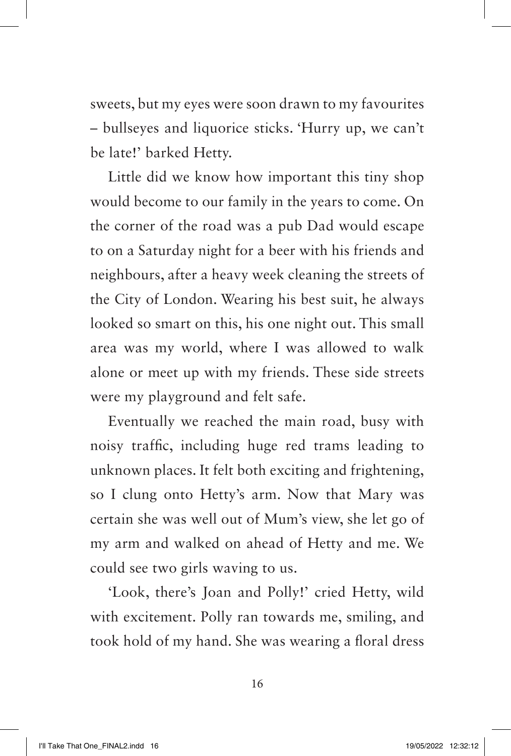sweets, but my eyes were soon drawn to my favourites – bullseyes and liquorice sticks. 'Hurry up, we can't be late!' barked Hetty.

Little did we know how important this tiny shop would become to our family in the years to come. On the corner of the road was a pub Dad would escape to on a Saturday night for a beer with his friends and neighbours, after a heavy week cleaning the streets of the City of London. Wearing his best suit, he always looked so smart on this, his one night out. This small area was my world, where I was allowed to walk alone or meet up with my friends. These side streets were my playground and felt safe.

Eventually we reached the main road, busy with noisy traffic, including huge red trams leading to unknown places. It felt both exciting and frightening, so I clung onto Hetty's arm. Now that Mary was certain she was well out of Mum's view, she let go of my arm and walked on ahead of Hetty and me. We could see two girls waving to us.

'Look, there's Joan and Polly!' cried Hetty, wild with excitement. Polly ran towards me, smiling, and took hold of my hand. She was wearing a floral dress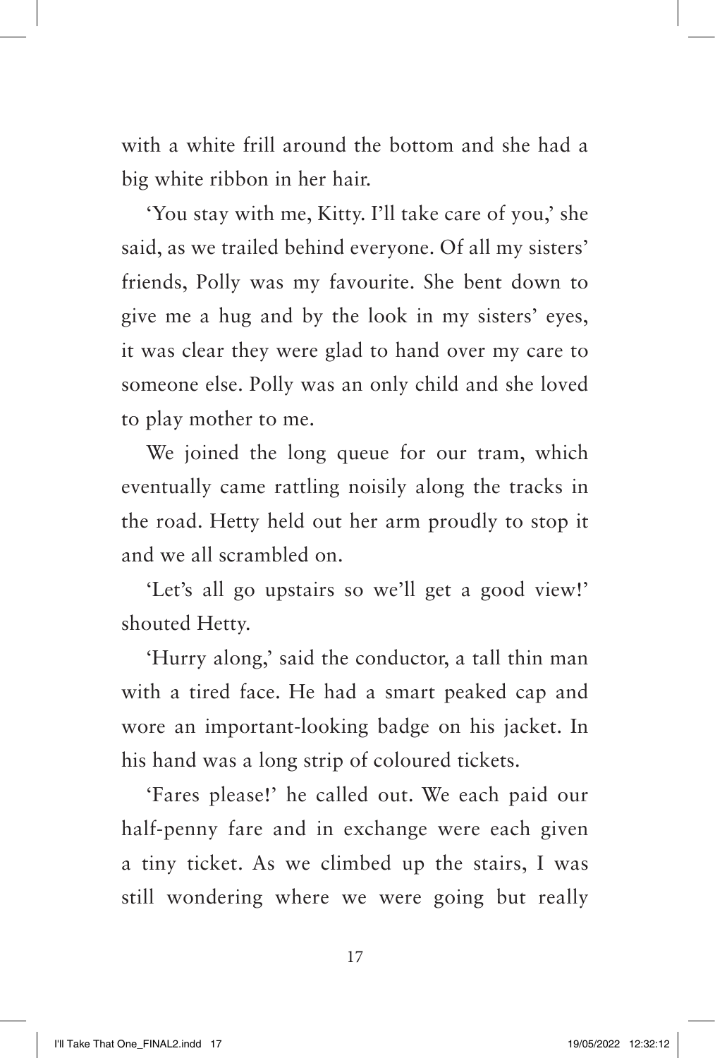with a white frill around the bottom and she had a big white ribbon in her hair.

'You stay with me, Kitty. I'll take care of you,' she said, as we trailed behind everyone. Of all my sisters' friends, Polly was my favourite. She bent down to give me a hug and by the look in my sisters' eyes, it was clear they were glad to hand over my care to someone else. Polly was an only child and she loved to play mother to me.

We joined the long queue for our tram, which eventually came rattling noisily along the tracks in the road. Hetty held out her arm proudly to stop it and we all scrambled on.

'Let's all go upstairs so we'll get a good view!' shouted Hetty.

'Hurry along,' said the conductor, a tall thin man with a tired face. He had a smart peaked cap and wore an important-looking badge on his jacket. In his hand was a long strip of coloured tickets.

'Fares please!' he called out. We each paid our half-penny fare and in exchange were each given a tiny ticket. As we climbed up the stairs, I was still wondering where we were going but really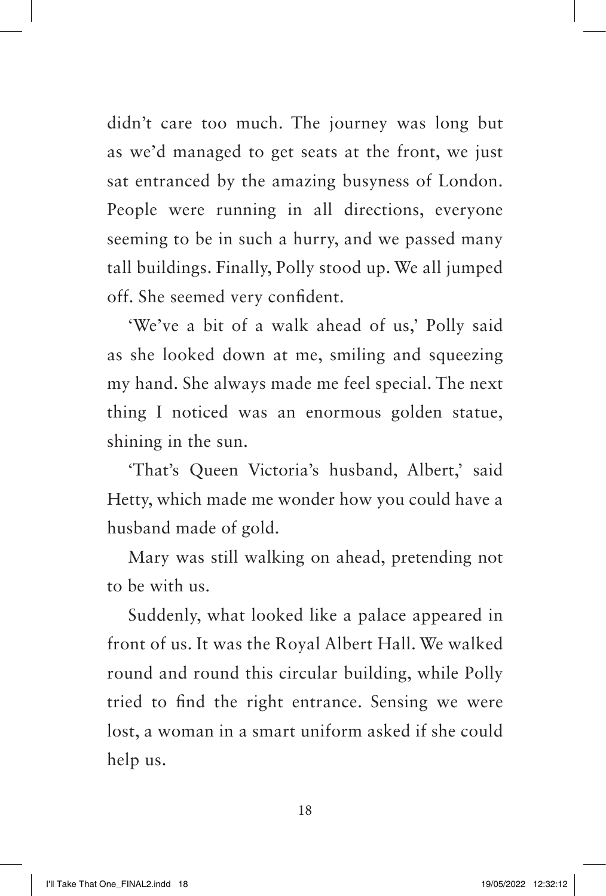didn't care too much. The journey was long but as we'd managed to get seats at the front, we just sat entranced by the amazing busyness of London. People were running in all directions, everyone seeming to be in such a hurry, and we passed many tall buildings. Finally, Polly stood up. We all jumped off. She seemed very confident.

'We've a bit of a walk ahead of us,' Polly said as she looked down at me, smiling and squeezing my hand. She always made me feel special. The next thing I noticed was an enormous golden statue, shining in the sun.

'That's Queen Victoria's husband, Albert,' said Hetty, which made me wonder how you could have a husband made of gold.

Mary was still walking on ahead, pretending not to be with us.

Suddenly, what looked like a palace appeared in front of us. It was the Royal Albert Hall. We walked round and round this circular building, while Polly tried to find the right entrance. Sensing we were lost, a woman in a smart uniform asked if she could help us.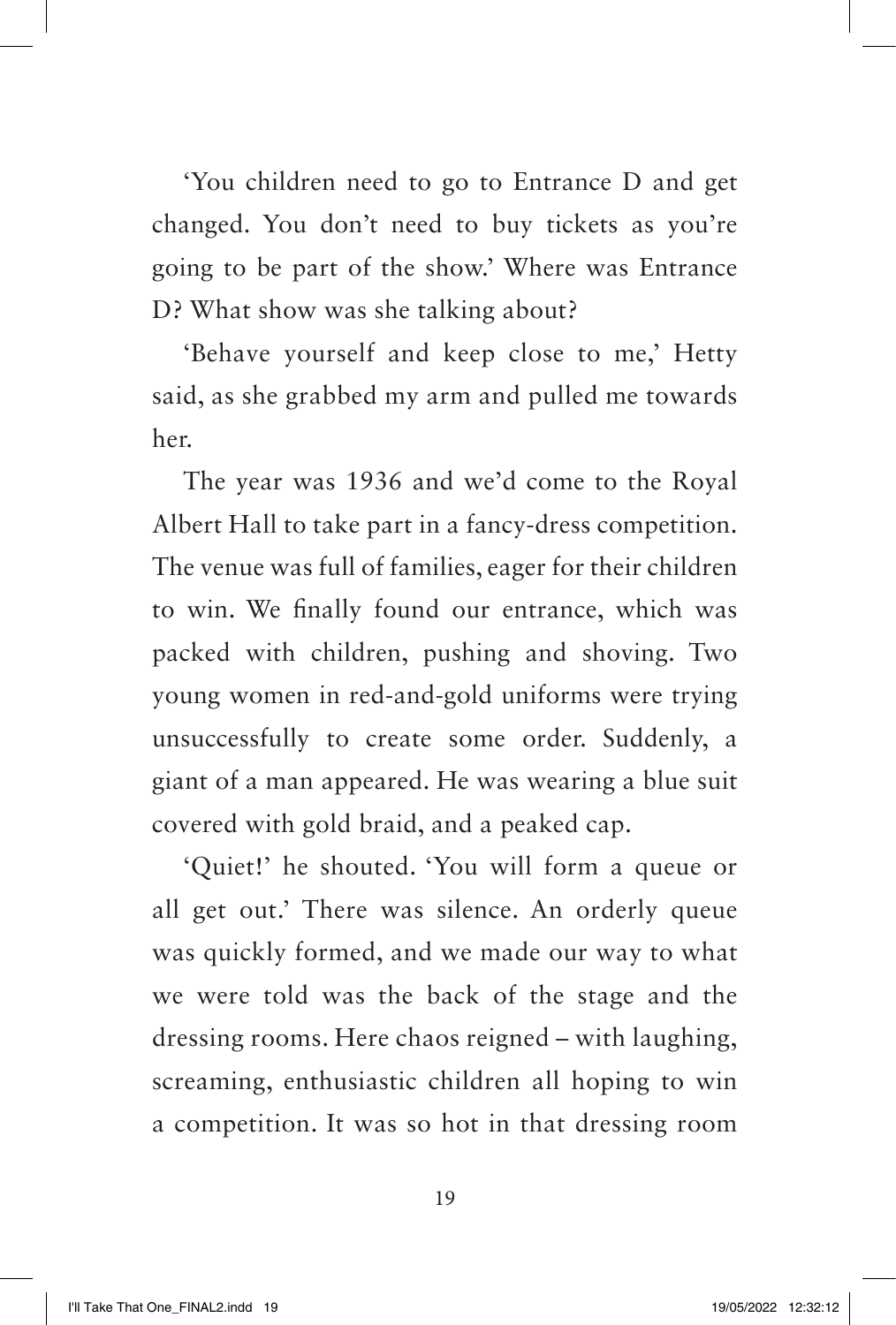'You children need to go to Entrance D and get changed. You don't need to buy tickets as you're going to be part of the show.' Where was Entrance D? What show was she talking about?

'Behave yourself and keep close to me,' Hetty said, as she grabbed my arm and pulled me towards her.

The year was 1936 and we'd come to the Royal Albert Hall to take part in a fancy-dress competition. The venue was full of families, eager for their children to win. We finally found our entrance, which was packed with children, pushing and shoving. Two young women in red-and-gold uniforms were trying unsuccessfully to create some order. Suddenly, a giant of a man appeared. He was wearing a blue suit covered with gold braid, and a peaked cap.

'Quiet!' he shouted. 'You will form a queue or all get out.' There was silence. An orderly queue was quickly formed, and we made our way to what we were told was the back of the stage and the dressing rooms. Here chaos reigned – with laughing, screaming, enthusiastic children all hoping to win a competition. It was so hot in that dressing room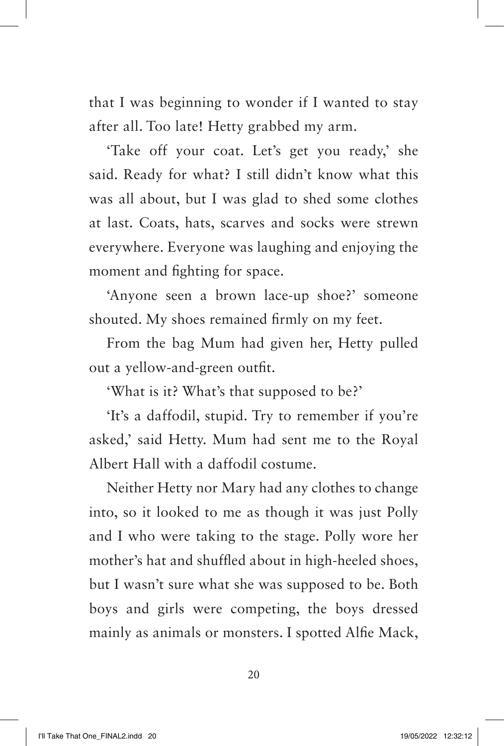that I was beginning to wonder if I wanted to stay after all. Too late! Hetty grabbed my arm.

'Take off your coat. Let's get you ready,' she said. Ready for what? I still didn't know what this was all about, but I was glad to shed some clothes at last. Coats, hats, scarves and socks were strewn everywhere. Everyone was laughing and enjoying the moment and fighting for space.

'Anyone seen a brown lace-up shoe?' someone shouted. My shoes remained firmly on my feet.

From the bag Mum had given her, Hetty pulled out a yellow-and-green outfit.

'What is it? What's that supposed to be?'

'It's a daffodil, stupid. Try to remember if you're asked,' said Hetty. Mum had sent me to the Royal Albert Hall with a daffodil costume.

Neither Hetty nor Mary had any clothes to change into, so it looked to me as though it was just Polly and I who were taking to the stage. Polly wore her mother's hat and shuffled about in high-heeled shoes, but I wasn't sure what she was supposed to be. Both boys and girls were competing, the boys dressed mainly as animals or monsters. I spotted Alfie Mack,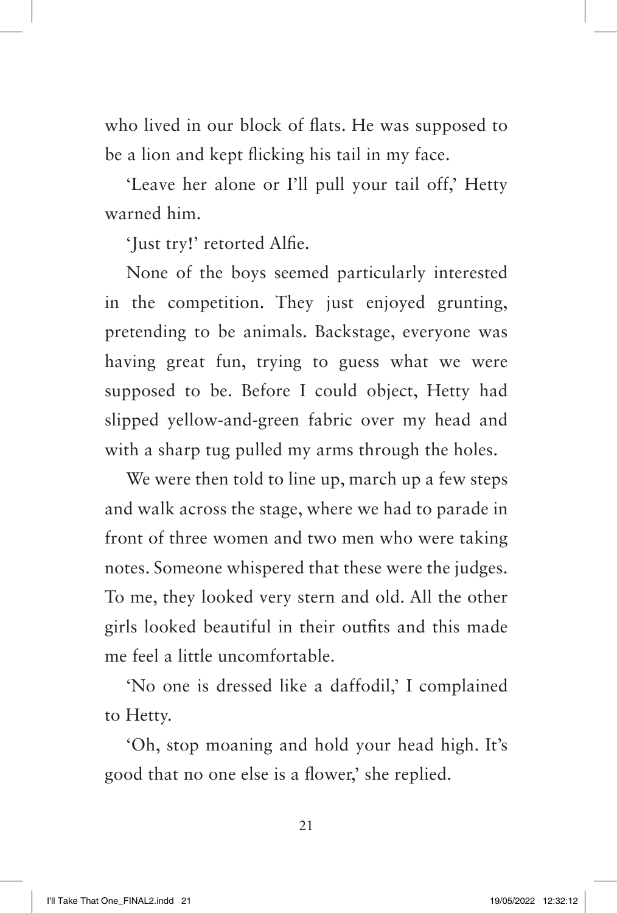who lived in our block of flats. He was supposed to be a lion and kept flicking his tail in my face.

'Leave her alone or I'll pull your tail off,' Hetty warned him.

'Just try!' retorted Alfie.

None of the boys seemed particularly interested in the competition. They just enjoyed grunting, pretending to be animals. Backstage, everyone was having great fun, trying to guess what we were supposed to be. Before I could object, Hetty had slipped yellow-and-green fabric over my head and with a sharp tug pulled my arms through the holes.

We were then told to line up, march up a few steps and walk across the stage, where we had to parade in front of three women and two men who were taking notes. Someone whispered that these were the judges. To me, they looked very stern and old. All the other girls looked beautiful in their outfits and this made me feel a little uncomfortable.

'No one is dressed like a daffodil,' I complained to Hetty.

'Oh, stop moaning and hold your head high. It's good that no one else is a flower,' she replied.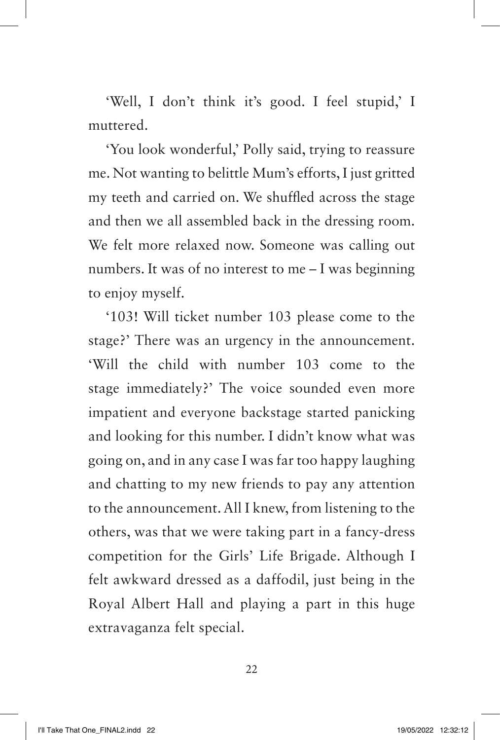'Well, I don't think it's good. I feel stupid,' I muttered.

'You look wonderful,' Polly said, trying to reassure me. Not wanting to belittle Mum's efforts, I just gritted my teeth and carried on. We shuffled across the stage and then we all assembled back in the dressing room. We felt more relaxed now. Someone was calling out numbers. It was of no interest to me – I was beginning to enjoy myself.

'103! Will ticket number 103 please come to the stage?' There was an urgency in the announcement. 'Will the child with number 103 come to the stage immediately?' The voice sounded even more impatient and everyone backstage started panicking and looking for this number. I didn't know what was going on, and in any case I was far too happy laughing and chatting to my new friends to pay any attention to the announcement. All I knew, from listening to the others, was that we were taking part in a fancy-dress competition for the Girls' Life Brigade. Although I felt awkward dressed as a daffodil, just being in the Royal Albert Hall and playing a part in this huge extravaganza felt special.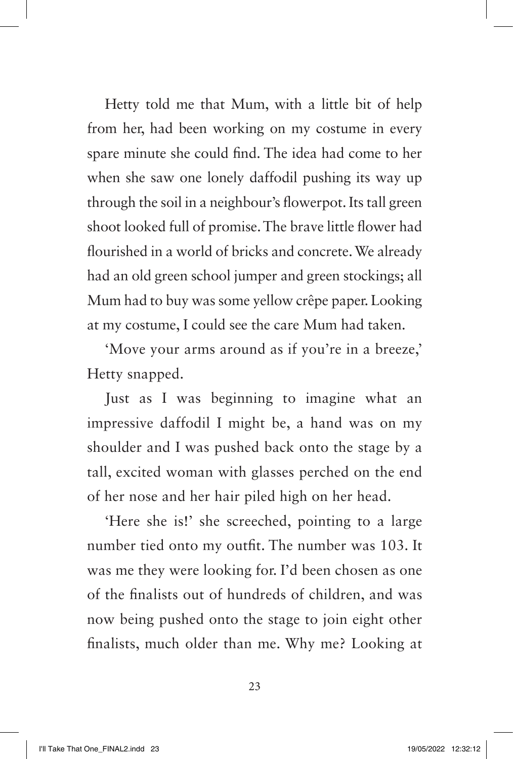Hetty told me that Mum, with a little bit of help from her, had been working on my costume in every spare minute she could find. The idea had come to her when she saw one lonely daffodil pushing its way up through the soil in a neighbour's flowerpot. Its tall green shoot looked full of promise. The brave little flower had flourished in a world of bricks and concrete. We already had an old green school jumper and green stockings; all Mum had to buy was some yellow crêpe paper. Looking at my costume, I could see the care Mum had taken.

'Move your arms around as if you're in a breeze,' Hetty snapped.

Just as I was beginning to imagine what an impressive daffodil I might be, a hand was on my shoulder and I was pushed back onto the stage by a tall, excited woman with glasses perched on the end of her nose and her hair piled high on her head.

'Here she is!' she screeched, pointing to a large number tied onto my outfit. The number was 103. It was me they were looking for. I'd been chosen as one of the finalists out of hundreds of children, and was now being pushed onto the stage to join eight other finalists, much older than me. Why me? Looking at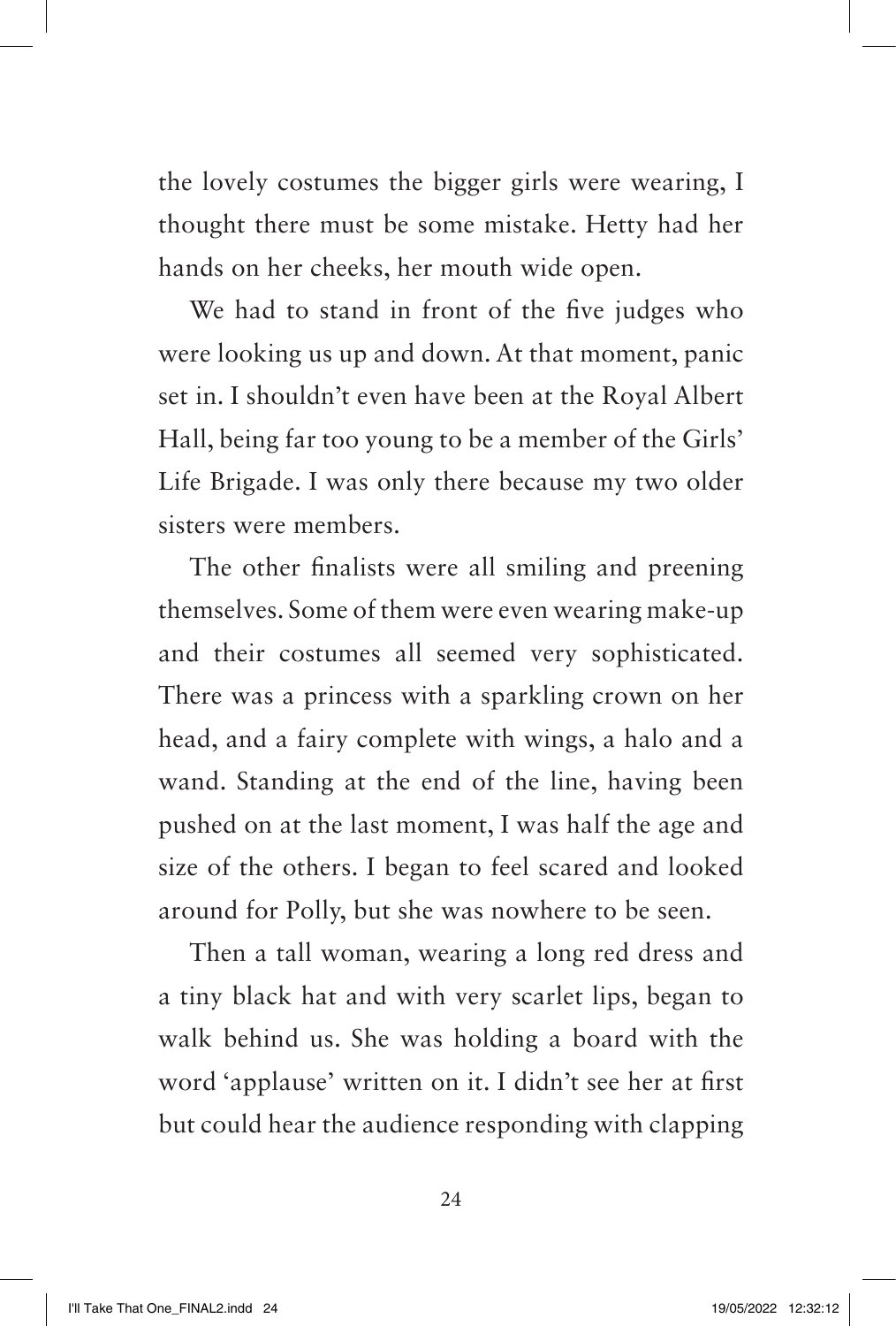the lovely costumes the bigger girls were wearing, I thought there must be some mistake. Hetty had her hands on her cheeks, her mouth wide open.

We had to stand in front of the five judges who were looking us up and down. At that moment, panic set in. I shouldn't even have been at the Royal Albert Hall, being far too young to be a member of the Girls' Life Brigade. I was only there because my two older sisters were members.

The other finalists were all smiling and preening themselves. Some of them were even wearing make-up and their costumes all seemed very sophisticated. There was a princess with a sparkling crown on her head, and a fairy complete with wings, a halo and a wand. Standing at the end of the line, having been pushed on at the last moment, I was half the age and size of the others. I began to feel scared and looked around for Polly, but she was nowhere to be seen.

Then a tall woman, wearing a long red dress and a tiny black hat and with very scarlet lips, began to walk behind us. She was holding a board with the word 'applause' written on it. I didn't see her at first but could hear the audience responding with clapping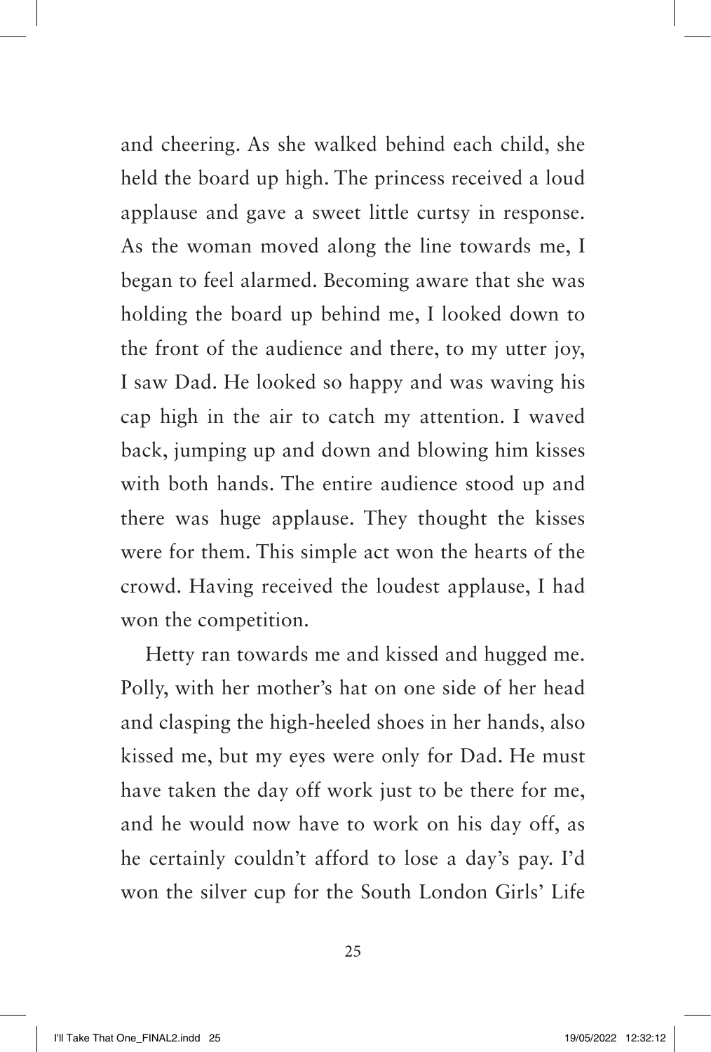and cheering. As she walked behind each child, she held the board up high. The princess received a loud applause and gave a sweet little curtsy in response. As the woman moved along the line towards me, I began to feel alarmed. Becoming aware that she was holding the board up behind me, I looked down to the front of the audience and there, to my utter joy, I saw Dad. He looked so happy and was waving his cap high in the air to catch my attention. I waved back, jumping up and down and blowing him kisses with both hands. The entire audience stood up and there was huge applause. They thought the kisses were for them. This simple act won the hearts of the crowd. Having received the loudest applause, I had won the competition.

Hetty ran towards me and kissed and hugged me. Polly, with her mother's hat on one side of her head and clasping the high-heeled shoes in her hands, also kissed me, but my eyes were only for Dad. He must have taken the day off work just to be there for me, and he would now have to work on his day off, as he certainly couldn't afford to lose a day's pay. I'd won the silver cup for the South London Girls' Life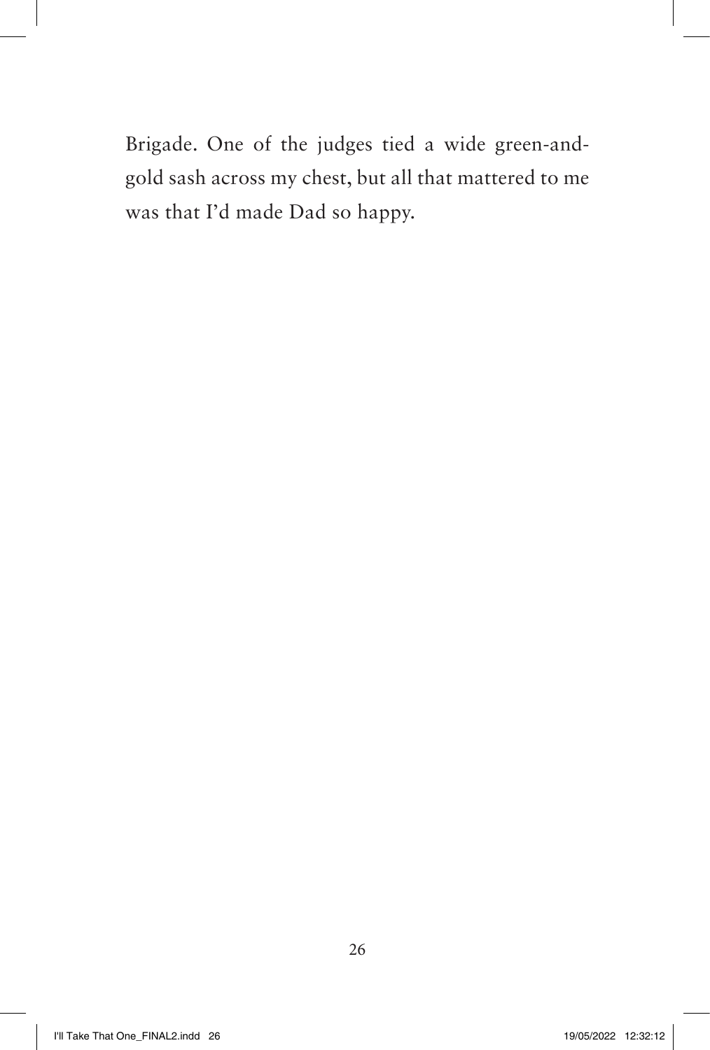Brigade. One of the judges tied a wide green-and-gold sash across my chest, but all that mattered to me was that I'd made Dad so happy.